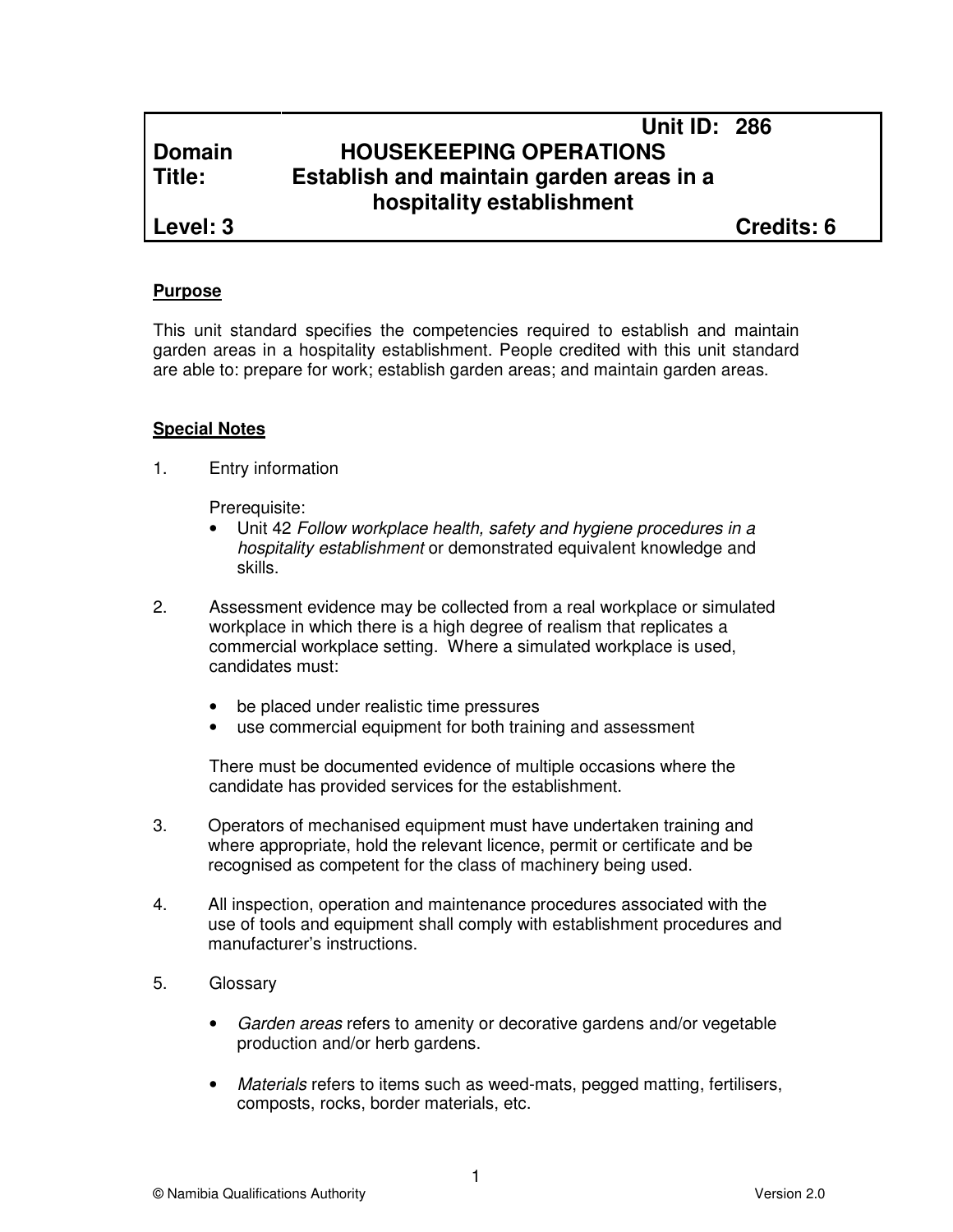| Unit ID: 286 | |
|---|---|
| **Domain** | **HOUSEKEEPING OPERATIONS** |
| **Title:** | **Establish and maintain garden areas in a hospitality establishment** |
| **Level: 3** | **Credits: 6** |

## Purpose

This unit standard specifies the competencies required to establish and maintain garden areas in a hospitality establishment. People credited with this unit standard are able to: prepare for work; establish garden areas; and maintain garden areas.

## Special Notes

1. Entry information

   Prerequisite:
   - Unit 42 *Follow workplace health, safety and hygiene procedures in a hospitality establishment* or demonstrated equivalent knowledge and skills.

2. Assessment evidence may be collected from a real workplace or simulated workplace in which there is a high degree of realism that replicates a commercial workplace setting. Where a simulated workplace is used, candidates must:

   - be placed under realistic time pressures
   - use commercial equipment for both training and assessment

   There must be documented evidence of multiple occasions where the candidate has provided services for the establishment.

3. Operators of mechanised equipment must have undertaken training and where appropriate, hold the relevant licence, permit or certificate and be recognised as competent for the class of machinery being used.

4. All inspection, operation and maintenance procedures associated with the use of tools and equipment shall comply with establishment procedures and manufacturer's instructions.

5. Glossary

   - *Garden areas* refers to amenity or decorative gardens and/or vegetable production and/or herb gardens.

   - *Materials* refers to items such as weed-mats, pegged matting, fertilisers, composts, rocks, border materials, etc.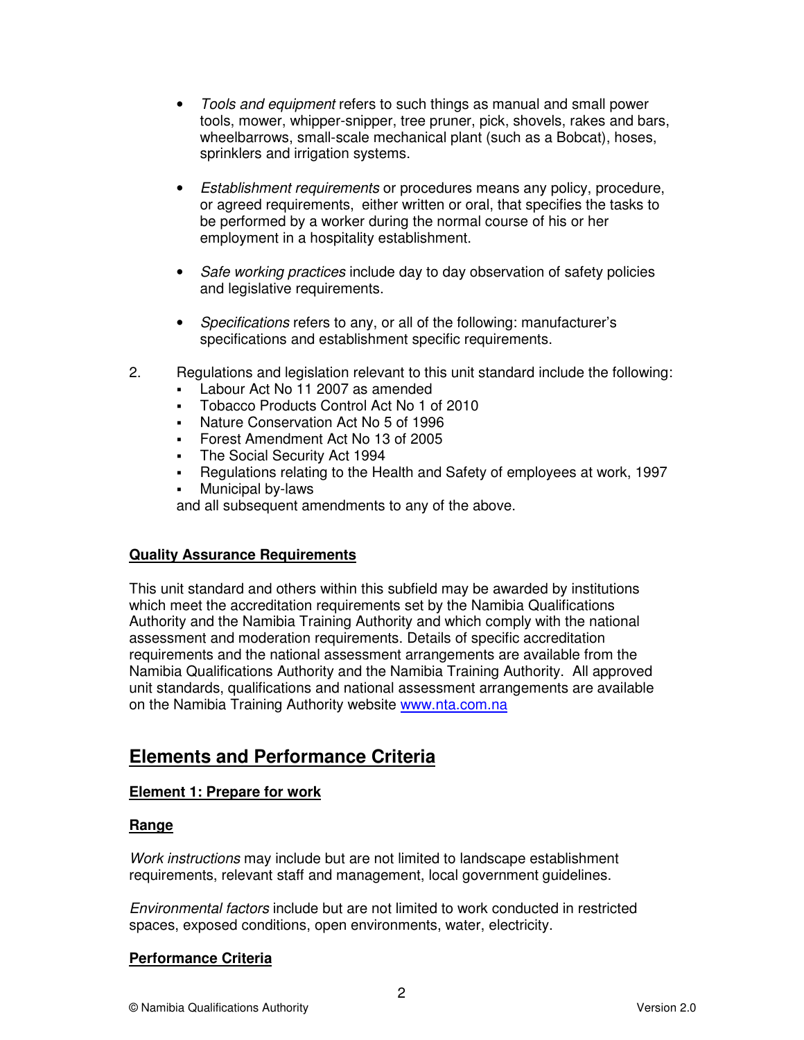- *Tools and equipment* refers to such things as manual and small power tools, mower, whipper-snipper, tree pruner, pick, shovels, rakes and bars, wheelbarrows, small-scale mechanical plant (such as a Bobcat), hoses, sprinklers and irrigation systems.

- *Establishment requirements* or procedures means any policy, procedure, or agreed requirements, either written or oral, that specifies the tasks to be performed by a worker during the normal course of his or her employment in a hospitality establishment.

- *Safe working practices* include day to day observation of safety policies and legislative requirements.

- *Specifications* refers to any, or all of the following: manufacturer's specifications and establishment specific requirements.

2. Regulations and legislation relevant to this unit standard include the following:
   - Labour Act No 11 2007 as amended
   - Tobacco Products Control Act No 1 of 2010
   - Nature Conservation Act No 5 of 1996
   - Forest Amendment Act No 13 of 2005
   - The Social Security Act 1994
   - Regulations relating to the Health and Safety of employees at work, 1997
   - Municipal by-laws

   and all subsequent amendments to any of the above.

**Quality Assurance Requirements**

This unit standard and others within this subfield may be awarded by institutions which meet the accreditation requirements set by the Namibia Qualifications Authority and the Namibia Training Authority and which comply with the national assessment and moderation requirements. Details of specific accreditation requirements and the national assessment arrangements are available from the Namibia Qualifications Authority and the Namibia Training Authority. All approved unit standards, qualifications and national assessment arrangements are available on the Namibia Training Authority website www.nta.com.na

## Elements and Performance Criteria

**Element 1: Prepare for work**

**Range**

*Work instructions* may include but are not limited to landscape establishment requirements, relevant staff and management, local government guidelines.

*Environmental factors* include but are not limited to work conducted in restricted spaces, exposed conditions, open environments, water, electricity.

**Performance Criteria**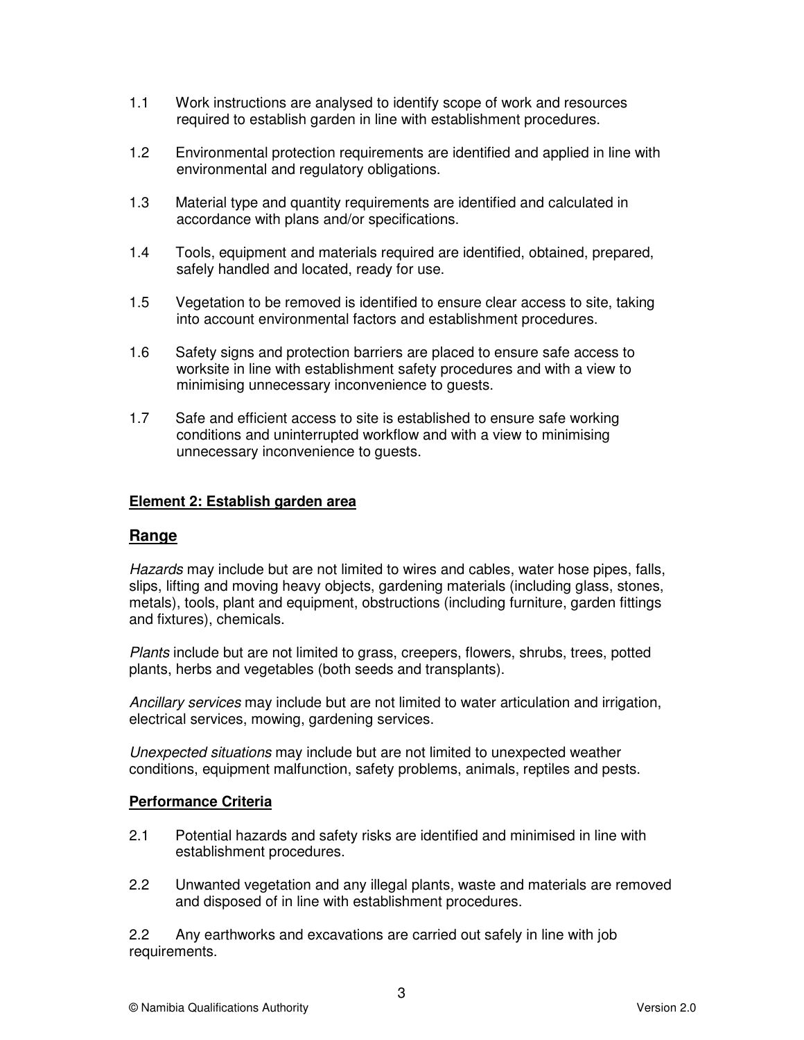1.1 Work instructions are analysed to identify scope of work and resources required to establish garden in line with establishment procedures.

1.2 Environmental protection requirements are identified and applied in line with environmental and regulatory obligations.

1.3 Material type and quantity requirements are identified and calculated in accordance with plans and/or specifications.

1.4 Tools, equipment and materials required are identified, obtained, prepared, safely handled and located, ready for use.

1.5 Vegetation to be removed is identified to ensure clear access to site, taking into account environmental factors and establishment procedures.

1.6 Safety signs and protection barriers are placed to ensure safe access to worksite in line with establishment safety procedures and with a view to minimising unnecessary inconvenience to guests.

1.7 Safe and efficient access to site is established to ensure safe working conditions and uninterrupted workflow and with a view to minimising unnecessary inconvenience to guests.

**Element 2: Establish garden area**

## Range

*Hazards* may include but are not limited to wires and cables, water hose pipes, falls, slips, lifting and moving heavy objects, gardening materials (including glass, stones, metals), tools, plant and equipment, obstructions (including furniture, garden fittings and fixtures), chemicals.

*Plants* include but are not limited to grass, creepers, flowers, shrubs, trees, potted plants, herbs and vegetables (both seeds and transplants).

*Ancillary services* may include but are not limited to water articulation and irrigation, electrical services, mowing, gardening services.

*Unexpected situations* may include but are not limited to unexpected weather conditions, equipment malfunction, safety problems, animals, reptiles and pests.

**Performance Criteria**

2.1 Potential hazards and safety risks are identified and minimised in line with establishment procedures.

2.2 Unwanted vegetation and any illegal plants, waste and materials are removed and disposed of in line with establishment procedures.

2.2 Any earthworks and excavations are carried out safely in line with job requirements.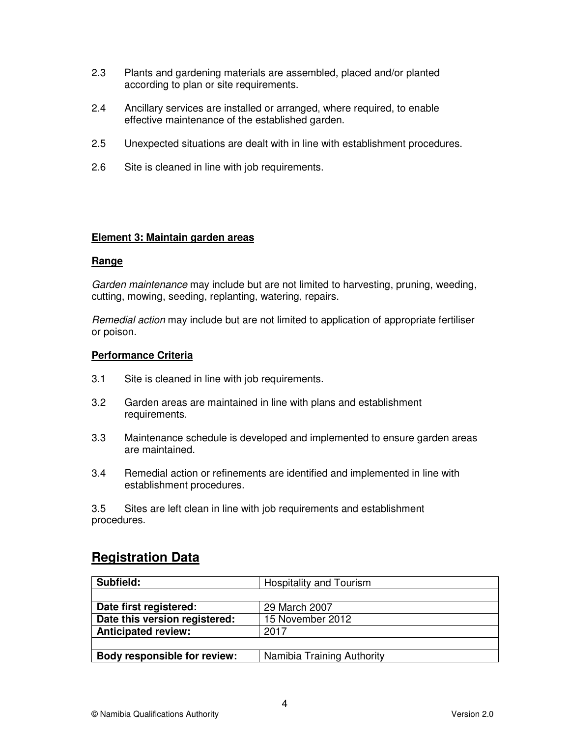2.3 Plants and gardening materials are assembled, placed and/or planted according to plan or site requirements.

2.4 Ancillary services are installed or arranged, where required, to enable effective maintenance of the established garden.

2.5 Unexpected situations are dealt with in line with establishment procedures.

2.6 Site is cleaned in line with job requirements.

**Element 3: Maintain garden areas**

**Range**

*Garden maintenance* may include but are not limited to harvesting, pruning, weeding, cutting, mowing, seeding, replanting, watering, repairs.

*Remedial action* may include but are not limited to application of appropriate fertiliser or poison.

**Performance Criteria**

3.1 Site is cleaned in line with job requirements.

3.2 Garden areas are maintained in line with plans and establishment requirements.

3.3 Maintenance schedule is developed and implemented to ensure garden areas are maintained.

3.4 Remedial action or refinements are identified and implemented in line with establishment procedures.

3.5 Sites are left clean in line with job requirements and establishment procedures.

## Registration Data

| | |
|---|---|
| **Subfield:** | Hospitality and Tourism |
| | |
| **Date first registered:** | 29 March 2007 |
| **Date this version registered:** | 15 November 2012 |
| **Anticipated review:** | 2017 |
| | |
| **Body responsible for review:** | Namibia Training Authority |